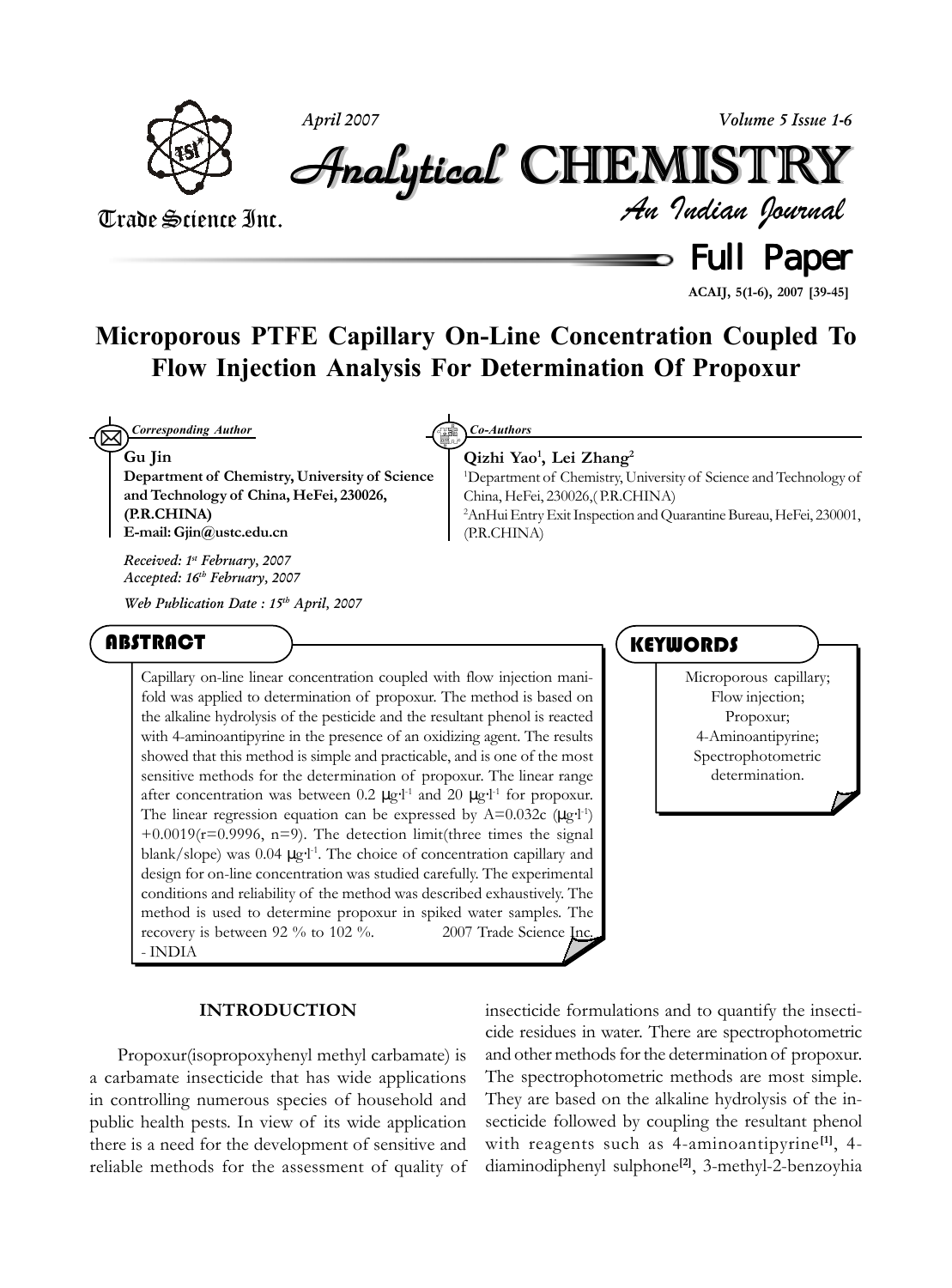# Microporous PTFE Capillary On-Line Concentration Coupled To Flow Injection Analysis For Determination Of Propoxur

*Corresponding Author*

**Gu Jin**

**Department of Chemistry, University of Science and Technology of China, HeFei, 230026, (P.R.CHINA)**

**E-mail: Gjin@ustc.edu.cn**

*Received: 1st February, 2007*

*Accepted: 16th February, 2007*

*Web Publication Date : 15th April, 2007*

*Co-Authors*

**Qizhi Yao[1], Lei Zhang[2]**

[1]Department of Chemistry, University of Science and Technology of China, HeFei, 230026,( P.R.CHINA)

[2]AnHui Entry Exit Inspection and Quarantine Bureau, HeFei, 230001, (P.R.CHINA)

## ABSTRACT

Capillary on-line linear concentration coupled with flow injection manifold was applied to determination of propoxur. The method is based on the alkaline hydrolysis of the pesticide and the resultant phenol is reacted with 4-aminoantipyrine in the presence of an oxidizing agent. The results showed that this method is simple and practicable, and is one of the most sensitive methods for the determination of propoxur. The linear range after concentration was between 0.2 $\mu g \cdot l^{-1}$ and 20 $\mu g \cdot l^{-1}$ for propoxur. The linear regression equation can be expressed by A=0.032c ($\mu g \cdot l^{-1}$) +0.0019(r=0.9996, n=9). The detection limit(three times the signal blank/slope) was 0.04 $\mu g \cdot l^{-1}$. The choice of concentration capillary and design for on-line concentration was studied carefully. The experimental conditions and reliability of the method was described exhaustively. The method is used to determine propoxur in spiked water samples. The recovery is between 92 % to 102 %. 2007 Trade Science Inc. - INDIA

## KEYWORDS

Microporous capillary;
Flow injection;
Propoxur;
4-Aminoantipyrine;
Spectrophotometric determination.

## INTRODUCTION

Propoxur(isopropoxyhenyl methyl carbamate) is a carbamate insecticide that has wide applications in controlling numerous species of household and public health pests. In view of its wide application there is a need for the development of sensitive and reliable methods for the assessment of quality of insecticide formulations and to quantify the insecticide residues in water. There are spectrophotometric and other methods for the determination of propoxur. The spectrophotometric methods are most simple. They are based on the alkaline hydrolysis of the insecticide followed by coupling the resultant phenol with reagents such as 4-aminoantipyrine[1], 4-diaminodiphenyl sulphone[2], 3-methyl-2-benzoyhia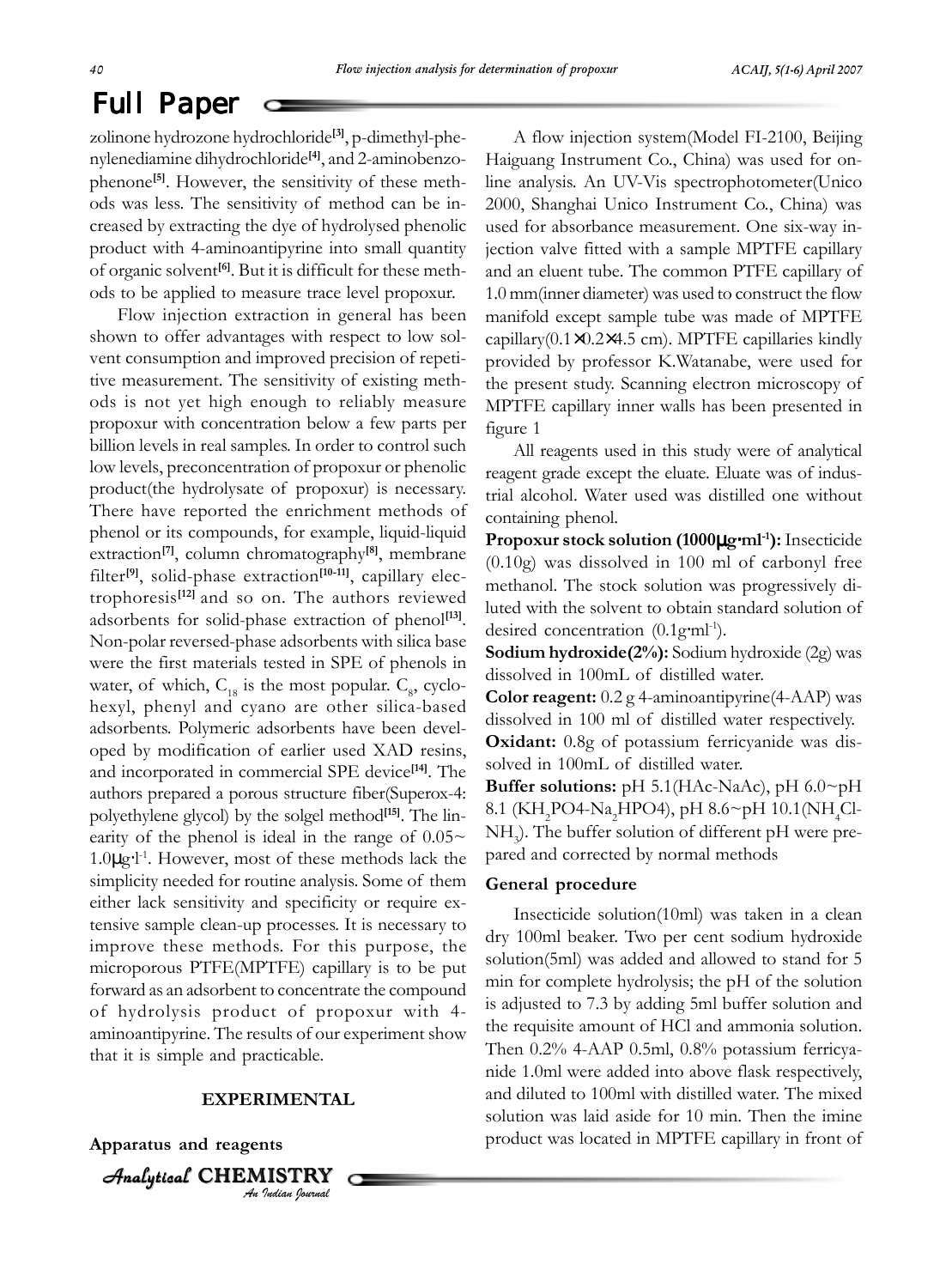zolinone hydrozone hydrochloride[3], p-dimethyl-phenylenediamine dihydrochloride[4], and 2-aminobenzophenone[5]. However, the sensitivity of these methods was less. The sensitivity of method can be increased by extracting the dye of hydrolysed phenolic product with 4-aminoantipyrine into small quantity of organic solvent[6]. But it is difficult for these methods to be applied to measure trace level propoxur.

Flow injection extraction in general has been shown to offer advantages with respect to low solvent consumption and improved precision of repetitive measurement. The sensitivity of existing methods is not yet high enough to reliably measure propoxur with concentration below a few parts per billion levels in real samples. In order to control such low levels, preconcentration of propoxur or phenolic product(the hydrolysate of propoxur) is necessary. There have reported the enrichment methods of phenol or its compounds, for example, liquid-liquid extraction[7], column chromatography[8], membrane filter[9], solid-phase extraction[10-11], capillary electrophoresis[12] and so on. The authors reviewed adsorbents for solid-phase extraction of phenol[13]. Non-polar reversed-phase adsorbents with silica base were the first materials tested in SPE of phenols in water, of which, $C_{18}$ is the most popular. $C_8$, cyclohexyl, phenyl and cyano are other silica-based adsorbents. Polymeric adsorbents have been developed by modification of earlier used XAD resins, and incorporated in commercial SPE device[14]. The authors prepared a porous structure fiber(Superox-4: polyethylene glycol) by the solgel method[15]. The linearity of the phenol is ideal in the range of 0.05~1.0μg·l$^{-1}$. However, most of these methods lack the simplicity needed for routine analysis. Some of them either lack sensitivity and specificity or require extensive sample clean-up processes. It is necessary to improve these methods. For this purpose, the microporous PTFE(MPTFE) capillary is to be put forward as an adsorbent to concentrate the compound of hydrolysis product of propoxur with 4-aminoantipyrine. The results of our experiment show that it is simple and practicable.

## EXPERIMENTAL

### Apparatus and reagents

A flow injection system(Model FI-2100, Beijing Haiguang Instrument Co., China) was used for on-line analysis. An UV-Vis spectrophotometer(Unico 2000, Shanghai Unico Instrument Co., China) was used for absorbance measurement. One six-way injection valve fitted with a sample MPTFE capillary and an eluent tube. The common PTFE capillary of 1.0 mm(inner diameter) was used to construct the flow manifold except sample tube was made of MPTFE capillary(0.1×0.2×4.5 cm). MPTFE capillaries kindly provided by professor K.Watanabe, were used for the present study. Scanning electron microscopy of MPTFE capillary inner walls has been presented in figure 1

All reagents used in this study were of analytical reagent grade except the eluate. Eluate was of industrial alcohol. Water used was distilled one without containing phenol.

**Propoxur stock solution (1000μg·ml$^{-1}$):** Insecticide (0.10g) was dissolved in 100 ml of carbonyl free methanol. The stock solution was progressively diluted with the solvent to obtain standard solution of desired concentration (0.1g·ml$^{-1}$).

**Sodium hydroxide(2%):** Sodium hydroxide (2g) was dissolved in 100mL of distilled water.

**Color reagent:** 0.2 g 4-aminoantipyrine(4-AAP) was dissolved in 100 ml of distilled water respectively.

**Oxidant:** 0.8g of potassium ferricyanide was dissolved in 100mL of distilled water.

**Buffer solutions:** pH 5.1(HAc-NaAc), pH 6.0~pH 8.1 ($KH_2PO4$-$Na_2HPO4$), pH 8.6~pH 10.1($NH_4Cl$-$NH_3$). The buffer solution of different pH were prepared and corrected by normal methods

### General procedure

Insecticide solution(10ml) was taken in a clean dry 100ml beaker. Two per cent sodium hydroxide solution(5ml) was added and allowed to stand for 5 min for complete hydrolysis; the pH of the solution is adjusted to 7.3 by adding 5ml buffer solution and the requisite amount of HCl and ammonia solution. Then 0.2% 4-AAP 0.5ml, 0.8% potassium ferricyanide 1.0ml were added into above flask respectively, and diluted to 100ml with distilled water. The mixed solution was laid aside for 10 min. Then the imine product was located in MPTFE capillary in front of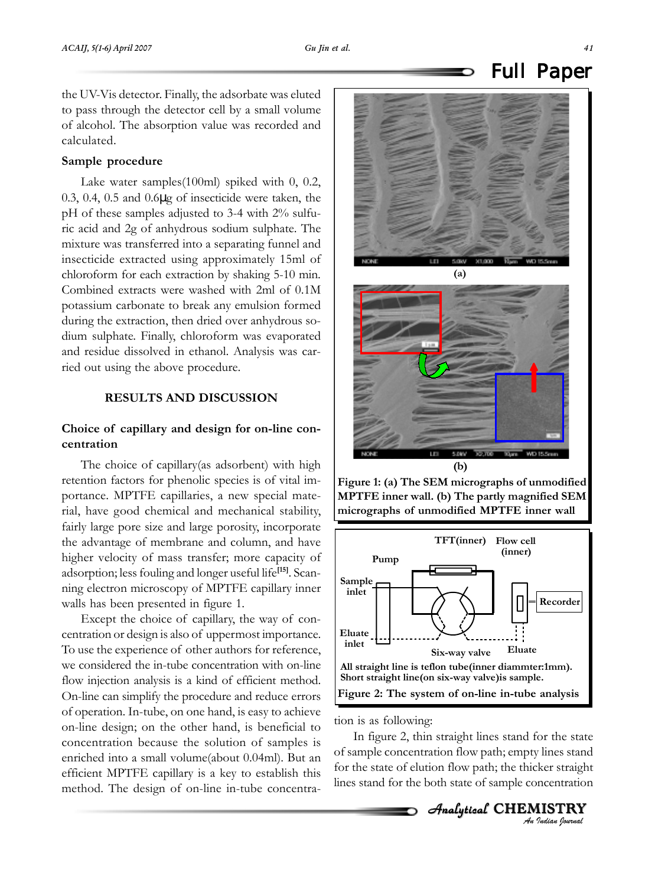the UV-Vis detector. Finally, the adsorbate was eluted to pass through the detector cell by a small volume of alcohol. The absorption value was recorded and calculated.

### Sample procedure

Lake water samples(100ml) spiked with 0, 0.2, 0.3, 0.4, 0.5 and 0.6μg of insecticide were taken, the pH of these samples adjusted to 3-4 with 2% sulfuric acid and 2g of anhydrous sodium sulphate. The mixture was transferred into a separating funnel and insecticide extracted using approximately 15ml of chloroform for each extraction by shaking 5-10 min. Combined extracts were washed with 2ml of 0.1M potassium carbonate to break any emulsion formed during the extraction, then dried over anhydrous sodium sulphate. Finally, chloroform was evaporated and residue dissolved in ethanol. Analysis was carried out using the above procedure.

## RESULTS AND DISCUSSION

### Choice of capillary and design for on-line concentration

The choice of capillary(as adsorbent) with high retention factors for phenolic species is of vital importance. MPTFE capillaries, a new special material, have good chemical and mechanical stability, fairly large pore size and large porosity, incorporate the advantage of membrane and column, and have higher velocity of mass transfer; more capacity of adsorption; less fouling and longer useful life[15]. Scanning electron microscopy of MPTFE capillary inner walls has been presented in figure 1.

**Figure 1: (a) The SEM micrographs of unmodified MPTFE inner wall. (b) The partly magnified SEM micrographs of unmodified MPTFE inner wall**

Except the choice of capillary, the way of concentration or design is also of uppermost importance. To use the experience of other authors for reference, we considered the in-tube concentration with on-line flow injection analysis is a kind of efficient method. On-line can simplify the procedure and reduce errors of operation. In-tube, on one hand, is easy to achieve on-line design; on the other hand, is beneficial to concentration because the solution of samples is enriched into a small volume(about 0.04ml). But an efficient MPTFE capillary is a key to establish this method. The design of on-line in-tube concentration is as following:

All straight line is teflon tube(inner diammter:1mm). Short straight line(on six-way valve)is sample.

**Figure 2: The system of on-line in-tube analysis**

In figure 2, thin straight lines stand for the state of sample concentration flow path; empty lines stand for the state of elution flow path; the thicker straight lines stand for the both state of sample concentration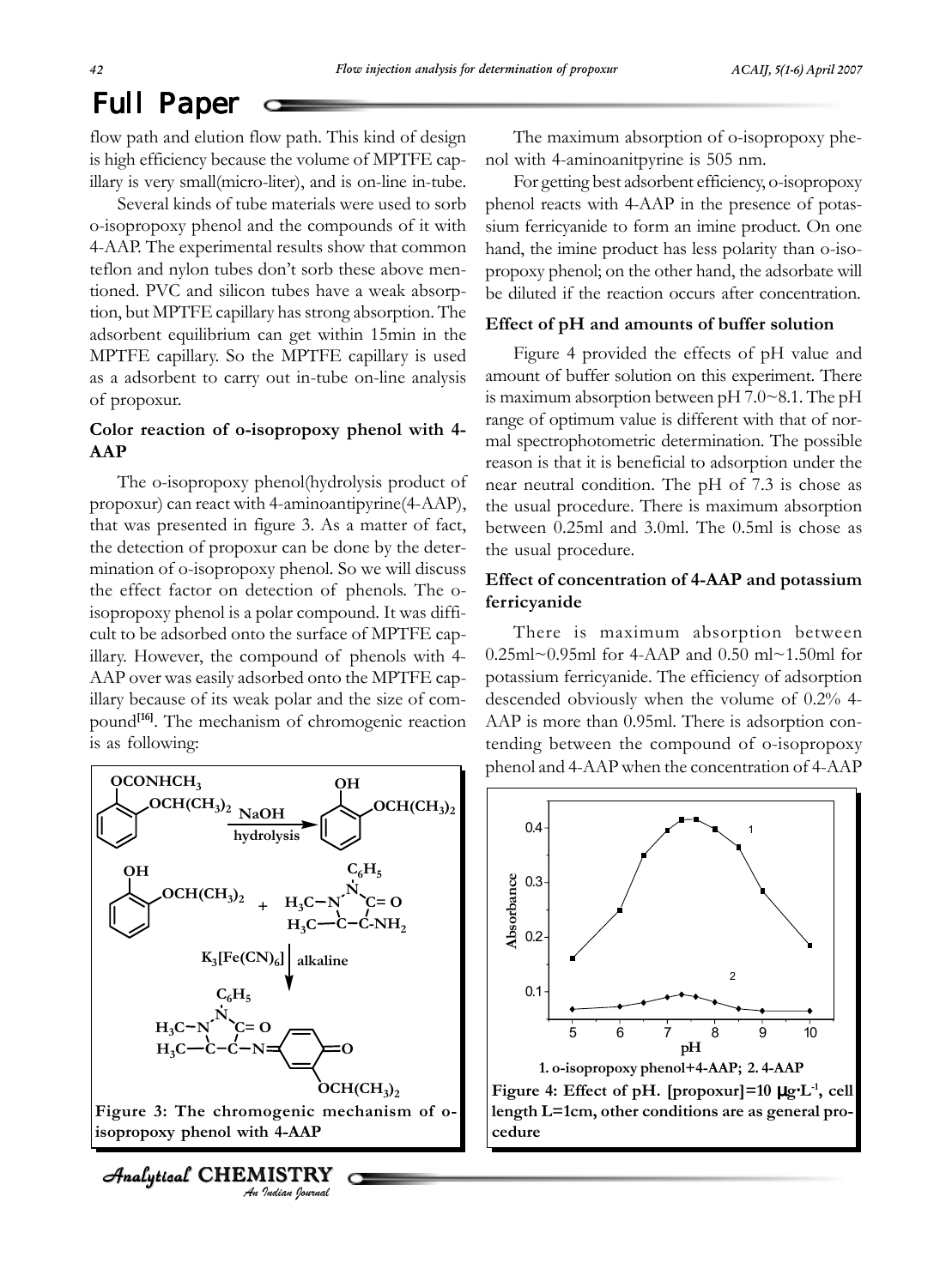flow path and elution flow path. This kind of design is high efficiency because the volume of MPTFE capillary is very small(micro-liter), and is on-line in-tube.

Several kinds of tube materials were used to sorb o-isopropoxy phenol and the compounds of it with 4-AAP. The experimental results show that common teflon and nylon tubes don't sorb these above mentioned. PVC and silicon tubes have a weak absorption, but MPTFE capillary has strong absorption. The adsorbent equilibrium can get within 15min in the MPTFE capillary. So the MPTFE capillary is used as a adsorbent to carry out in-tube on-line analysis of propoxur.

### Color reaction of o-isopropoxy phenol with 4-AAP

The o-isopropoxy phenol(hydrolysis product of propoxur) can react with 4-aminoantipyrine(4-AAP), that was presented in figure 3. As a matter of fact, the detection of propoxur can be done by the determination of o-isopropoxy phenol. So we will discuss the effect factor on detection of phenols. The o-isopropoxy phenol is a polar compound. It was difficult to be adsorbed onto the surface of MPTFE capillary. However, the compound of phenols with 4-AAP over was easily adsorbed onto the MPTFE capillary because of its weak polar and the size of compound[16]. The mechanism of chromogenic reaction is as following:

**Figure 3: The chromogenic mechanism of o-isopropoxy phenol with 4-AAP**

The maximum absorption of o-isopropoxy phenol with 4-aminoanitpyrine is 505 nm.

For getting best adsorbent efficiency, o-isopropoxy phenol reacts with 4-AAP in the presence of potassium ferricyanide to form an imine product. On one hand, the imine product has less polarity than o-isopropoxy phenol; on the other hand, the adsorbate will be diluted if the reaction occurs after concentration.

### Effect of pH and amounts of buffer solution

Figure 4 provided the effects of pH value and amount of buffer solution on this experiment. There is maximum absorption between pH 7.0~8.1. The pH range of optimum value is different with that of normal spectrophotometric determination. The possible reason is that it is beneficial to adsorption under the near neutral condition. The pH of 7.3 is chose as the usual procedure. There is maximum absorption between 0.25ml and 3.0ml. The 0.5ml is chose as the usual procedure.

### Effect of concentration of 4-AAP and potassium ferricyanide

There is maximum absorption between 0.25ml~0.95ml for 4-AAP and 0.50 ml~1.50ml for potassium ferricyanide. The efficiency of adsorption descended obviously when the volume of 0.2% 4-AAP is more than 0.95ml. There is adsorption contending between the compound of o-isopropoxy phenol and 4-AAP when the concentration of 4-AAP

**1. o-isopropoxy phenol+4-AAP; 2. 4-AAP**

**Figure 4: Effect of pH. [propoxur]=10 $\mu g \cdot L^{-1}$, cell length L=1cm, other conditions are as general procedure**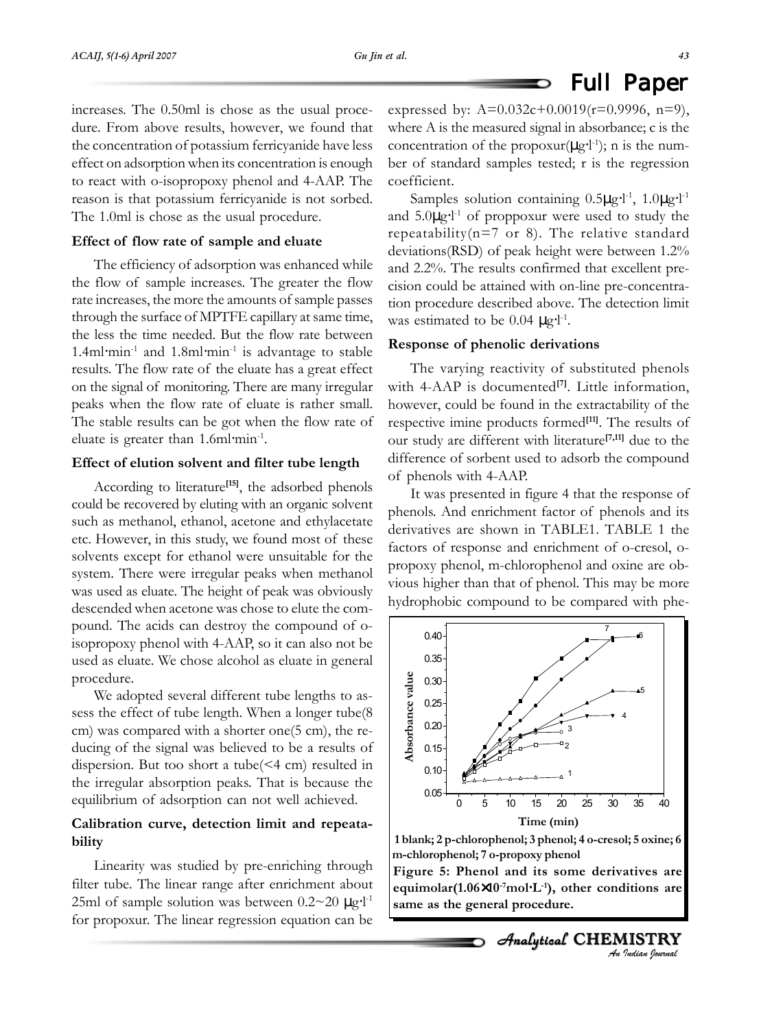increases. The 0.50ml is chose as the usual procedure. From above results, however, we found that the concentration of potassium ferricyanide have less effect on adsorption when its concentration is enough to react with o-isopropoxy phenol and 4-AAP. The reason is that potassium ferricyanide is not sorbed. The 1.0ml is chose as the usual procedure.

### Effect of flow rate of sample and eluate

The efficiency of adsorption was enhanced while the flow of sample increases. The greater the flow rate increases, the more the amounts of sample passes through the surface of MPTFE capillary at same time, the less the time needed. But the flow rate between $1.4ml\cdot min^{-1}$ and $1.8ml\cdot min^{-1}$ is advantage to stable results. The flow rate of the eluate has a great effect on the signal of monitoring. There are many irregular peaks when the flow rate of eluate is rather small. The stable results can be got when the flow rate of eluate is greater than $1.6ml\cdot min^{-1}$.

### Effect of elution solvent and filter tube length

According to literature[15], the adsorbed phenols could be recovered by eluting with an organic solvent such as methanol, ethanol, acetone and ethylacetate etc. However, in this study, we found most of these solvents except for ethanol were unsuitable for the system. There were irregular peaks when methanol was used as eluate. The height of peak was obviously descended when acetone was chose to elute the compound. The acids can destroy the compound of o-isopropoxy phenol with 4-AAP, so it can also not be used as eluate. We chose alcohol as eluate in general procedure.

We adopted several different tube lengths to assess the effect of tube length. When a longer tube(8 cm) was compared with a shorter one(5 cm), the reducing of the signal was believed to be a results of dispersion. But too short a tube(<4 cm) resulted in the irregular absorption peaks. That is because the equilibrium of adsorption can not well achieved.

### Calibration curve, detection limit and repeatability

Linearity was studied by pre-enriching through filter tube. The linear range after enrichment about 25ml of sample solution was between $0.2\sim20\ \mu g\cdot l^{-1}$ for propoxur. The linear regression equation can be expressed by: $A=0.032c+0.0019$($r=0.9996$, $n=9$), where A is the measured signal in absorbance; c is the concentration of the propoxur($\mu g\cdot l^{-1}$); n is the number of standard samples tested; r is the regression coefficient.

Samples solution containing $0.5\mu g\cdot l^{-1}$, $1.0\mu g\cdot l^{-1}$ and $5.0\mu g\cdot l^{-1}$ of proppoxur were used to study the repeatability($n=7$ or 8). The relative standard deviations(RSD) of peak height were between 1.2% and 2.2%. The results confirmed that excellent precision could be attained with on-line pre-concentration procedure described above. The detection limit was estimated to be $0.04\ \mu g\cdot l^{-1}$.

### Response of phenolic derivations

The varying reactivity of substituted phenols with 4-AAP is documented[7]. Little information, however, could be found in the extractability of the respective imine products formed[11]. The results of our study are different with literature[7,11] due to the difference of sorbent used to adsorb the compound of phenols with 4-AAP.

It was presented in figure 4 that the response of phenols. And enrichment factor of phenols and its derivatives are shown in TABLE1. TABLE 1 the factors of response and enrichment of o-cresol, o-propoxy phenol, m-chlorophenol and oxine are obvious higher than that of phenol. This may be more hydrophobic compound to be compared with phe-

1 blank; 2 p-chlorophenol; 3 phenol; 4 o-cresol; 5 oxine; 6 m-chlorophenol; 7 o-propoxy phenol

**Figure 5: Phenol and its some derivatives are equimolar($1.06\times10^{-7}mol\cdot L^{-1}$), other conditions are same as the general procedure.**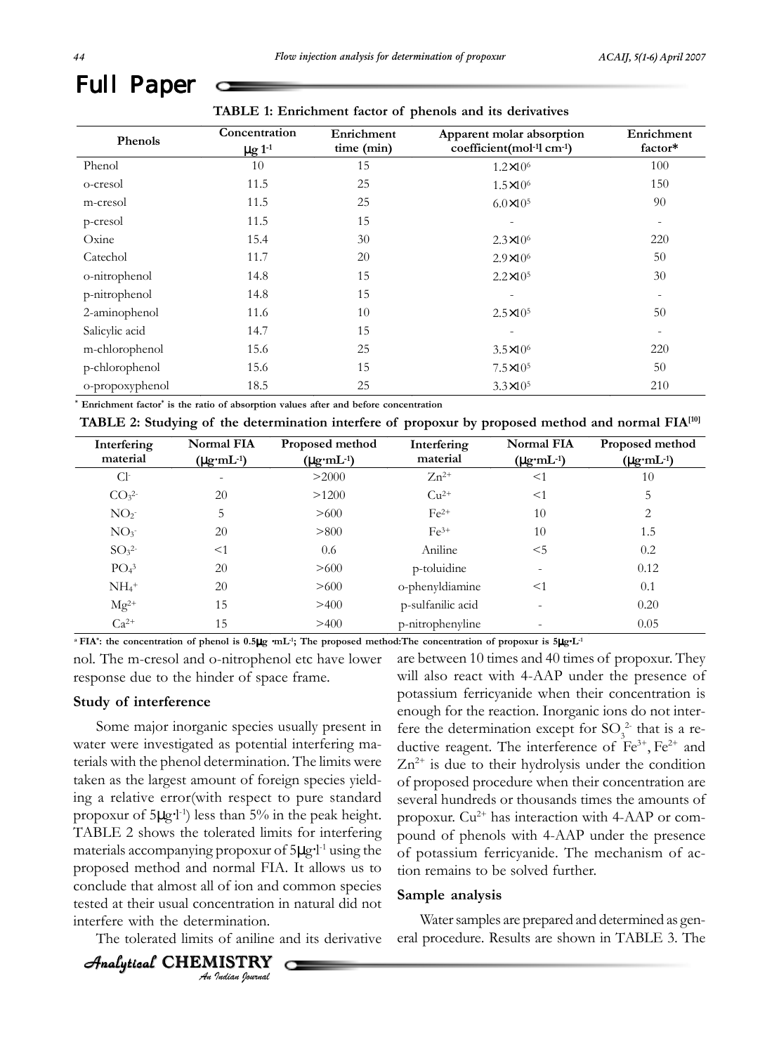TABLE 1: Enrichment factor of phenols and its derivatives

| Phenols | Concentration μg $l^{-1}$ | Enrichment time (min) | Apparent molar absorption coefficient($mol^{-1}l\ cm^{-1}$) | Enrichment factor* |
|---|---|---|---|---|
| Phenol | 10 | 15 | $1.2\times10^6$ | 100 |
| o-cresol | 11.5 | 25 | $1.5\times10^6$ | 150 |
| m-cresol | 11.5 | 25 | $6.0\times10^5$ | 90 |
| p-cresol | 11.5 | 15 | - | - |
| Oxine | 15.4 | 30 | $2.3\times10^6$ | 220 |
| Catechol | 11.7 | 20 | $2.9\times10^6$ | 50 |
| o-nitrophenol | 14.8 | 15 | $2.2\times10^5$ | 30 |
| p-nitrophenol | 14.8 | 15 | - | - |
| 2-aminophenol | 11.6 | 10 | $2.5\times10^5$ | 50 |
| Salicylic acid | 14.7 | 15 | - | - |
| m-chlorophenol | 15.6 | 25 | $3.5\times10^6$ | 220 |
| p-chlorophenol | 15.6 | 15 | $7.5\times10^5$ | 50 |
| o-propoxyphenol | 18.5 | 25 | $3.3\times10^5$ | 210 |

* **Enrichment factor* is the ratio of absorption values after and before concentration**

TABLE 2: Studying of the determination interfere of propoxur by proposed method and normal FIA[10]

| Interfering material | Normal FIA ($\mu g\cdot mL^{-1}$) | Proposed method ($\mu g\cdot mL^{-1}$) | Interfering material | Normal FIA ($\mu g\cdot mL^{-1}$) | Proposed method ($\mu g\cdot mL^{-1}$) |
|---|---|---|---|---|---|
| $Cl^-$ | - | >2000 | $Zn^{2+}$ | <1 | 10 |
| $CO_3^{2-}$ | 20 | >1200 | $Cu^{2+}$ | <1 | 5 |
| $NO_2^-$ | 5 | >600 | $Fe^{2+}$ | 10 | 2 |
| $NO_3^-$ | 20 | >800 | $Fe^{3+}$ | 10 | 1.5 |
| $SO_3^{2-}$ | <1 | 0.6 | Aniline | <5 | 0.2 |
| $PO_4^{3}$ | 20 | >600 | p-toluidine | - | 0.12 |
| $NH_4^+$ | 20 | >600 | o-phenyldiamine | <1 | 0.1 |
| $Mg^{2+}$ | 15 | >400 | p-sulfanilic acid | - | 0.20 |
| $Ca^{2+}$ | 15 | >400 | p-nitrophenyline | - | 0.05 |

[a] **FIA[a]: the concentration of phenol is 0.5μg $\cdot mL^{-1}$; The proposed method:The concentration of propoxur is 5μg$\cdot L^{-1}$**

nol. The m-cresol and o-nitrophenol etc have lower response due to the hinder of space frame.

### Study of interference

Some major inorganic species usually present in water were investigated as potential interfering materials with the phenol determination. The limits were taken as the largest amount of foreign species yielding a relative error(with respect to pure standard propoxur of 5μg$\cdot l^{-1}$) less than 5% in the peak height. TABLE 2 shows the tolerated limits for interfering materials accompanying propoxur of 5μg$\cdot l^{-1}$ using the proposed method and normal FIA. It allows us to conclude that almost all of ion and common species tested at their usual concentration in natural did not interfere with the determination.

The tolerated limits of aniline and its derivative are between 10 times and 40 times of propoxur. They will also react with 4-AAP under the presence of potassium ferricyanide when their concentration is enough for the reaction. Inorganic ions do not interfere the determination except for $SO_3^{2-}$ that is a reductive reagent. The interference of $Fe^{3+}$, $Fe^{2+}$ and $Zn^{2+}$ is due to their hydrolysis under the condition of proposed procedure when their concentration are several hundreds or thousands times the amounts of propoxur. $Cu^{2+}$ has interaction with 4-AAP or compound of phenols with 4-AAP under the presence of potassium ferricyanide. The mechanism of action remains to be solved further.

### Sample analysis

Water samples are prepared and determined as general procedure. Results are shown in TABLE 3. The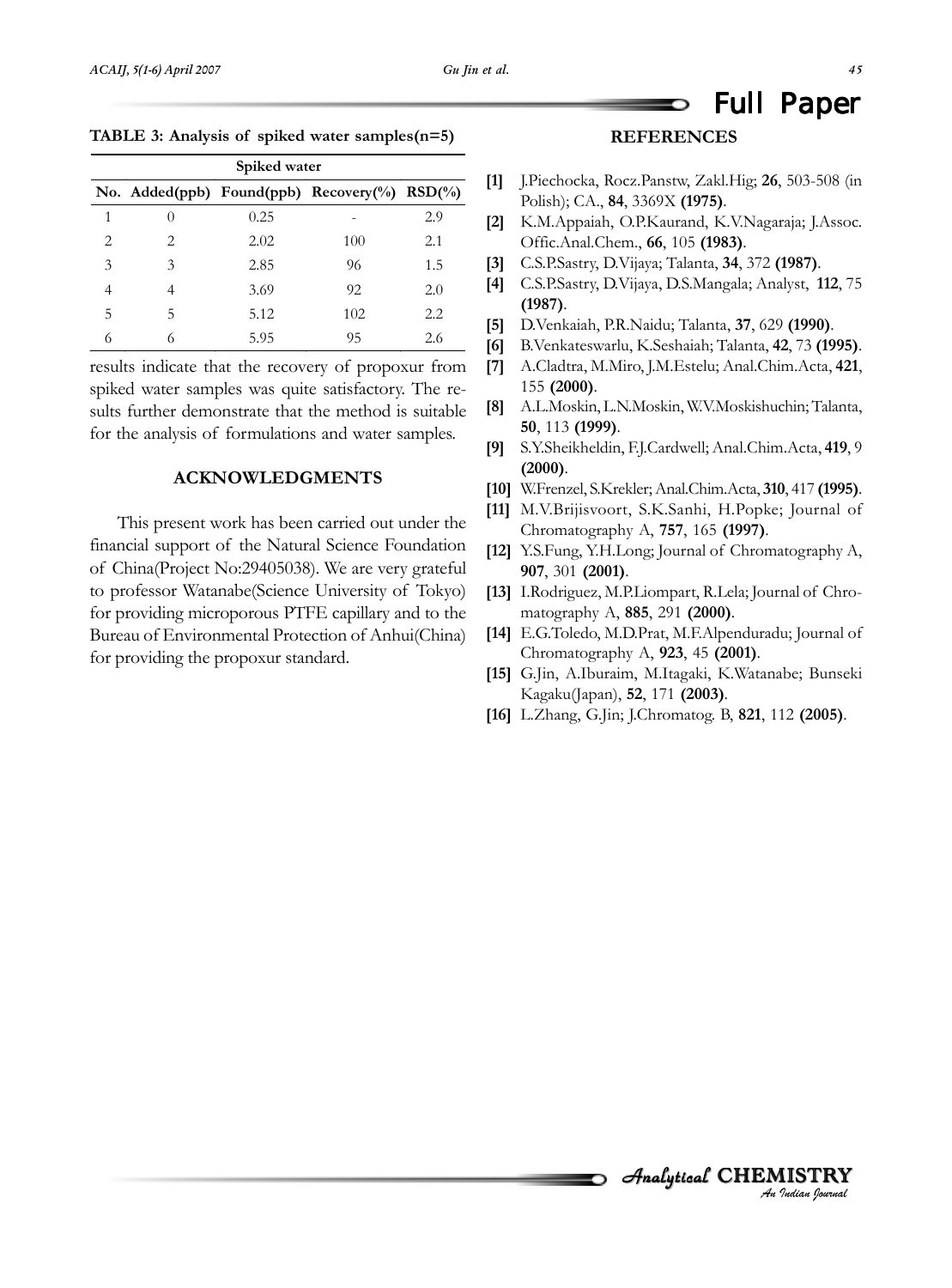**TABLE 3: Analysis of spiked water samples(n=5)**

| | Spiked water | | | |
|---|---|---|---|---|
| No. | Added(ppb) | Found(ppb) | Recovery(%) | RSD(%) |
| 1 | 0 | 0.25 | - | 2.9 |
| 2 | 2 | 2.02 | 100 | 2.1 |
| 3 | 3 | 2.85 | 96 | 1.5 |
| 4 | 4 | 3.69 | 92 | 2.0 |
| 5 | 5 | 5.12 | 102 | 2.2 |
| 6 | 6 | 5.95 | 95 | 2.6 |

results indicate that the recovery of propoxur from spiked water samples was quite satisfactory. The results further demonstrate that the method is suitable for the analysis of formulations and water samples.

## ACKNOWLEDGMENTS

This present work has been carried out under the financial support of the Natural Science Foundation of China(Project No:29405038). We are very grateful to professor Watanabe(Science University of Tokyo) for providing microporous PTFE capillary and to the Bureau of Environmental Protection of Anhui(China) for providing the propoxur standard.

## REFERENCES

[1] J.Piechocka, Rocz.Panstw, Zakl.Hig; **26**, 503-508 (in Polish); CA., **84**, 3369X **(1975)**.

[2] K.M.Appaiah, O.P.Kaurand, K.V.Nagaraja; J.Assoc. Offic.Anal.Chem., **66**, 105 **(1983)**.

[3] C.S.P.Sastry, D.Vijaya; Talanta, **34**, 372 **(1987)**.

[4] C.S.P.Sastry, D.Vijaya, D.S.Mangala; Analyst, **112**, 75 **(1987)**.

[5] D.Venkaiah, P.R.Naidu; Talanta, **37**, 629 **(1990)**.

[6] B.Venkateswarlu, K.Seshaiah; Talanta, **42**, 73 **(1995)**.

[7] A.Cladtra, M.Miro, J.M.Estelu; Anal.Chim.Acta, **421**, 155 **(2000)**.

[8] A.L.Moskin, L.N.Moskin, W.V.Moskishuchin; Talanta, **50**, 113 **(1999)**.

[9] S.Y.Sheikheldin, F.J.Cardwell; Anal.Chim.Acta, **419**, 9 **(2000)**.

[10] W.Frenzel, S.Krekler; Anal.Chim.Acta, **310**, 417 **(1995)**.

[11] M.V.Brijisvoort, S.K.Sanhi, H.Popke; Journal of Chromatography A, **757**, 165 **(1997)**.

[12] Y.S.Fung, Y.H.Long; Journal of Chromatography A, **907**, 301 **(2001)**.

[13] I.Rodriguez, M.P.Liompart, R.Lela; Journal of Chromatography A, **885**, 291 **(2000)**.

[14] E.G.Toledo, M.D.Prat, M.F.Alpenduradu; Journal of Chromatography A, **923**, 45 **(2001)**.

[15] G.Jin, A.Iburaim, M.Itagaki, K.Watanabe; Bunseki Kagaku(Japan), **52**, 171 **(2003)**.

[16] L.Zhang, G.Jin; J.Chromatog. B, **821**, 112 **(2005)**.